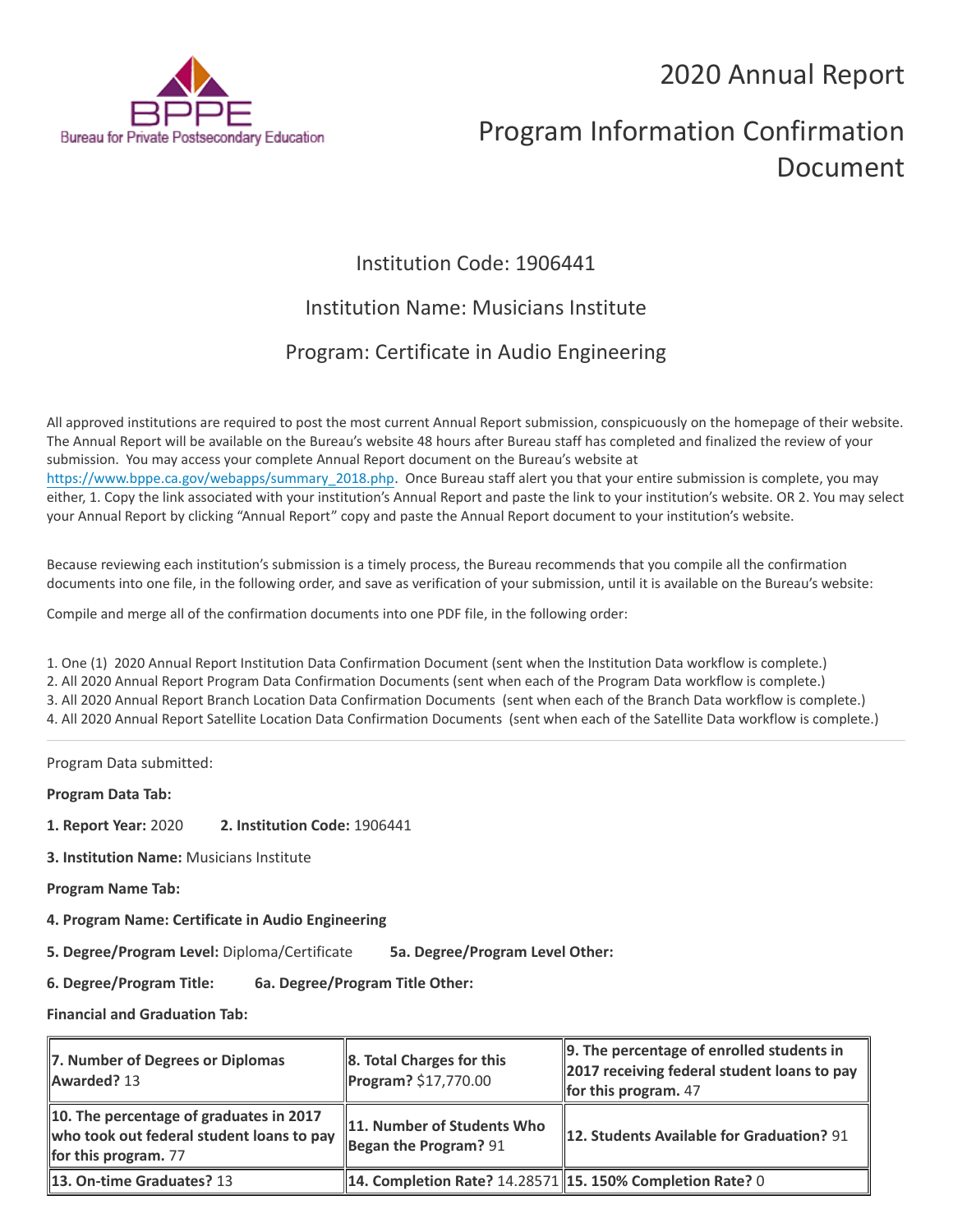BPPE
Bureau for Private Postsecondary Education

# 2020 Annual Report

# Program Information Confirmation Document

## Institution Code: 1906441

## Institution Name: Musicians Institute

## Program: Certificate in Audio Engineering

All approved institutions are required to post the most current Annual Report submission, conspicuously on the homepage of their website. The Annual Report will be available on the Bureau's website 48 hours after Bureau staff has completed and finalized the review of your submission. You may access your complete Annual Report document on the Bureau's website at https://www.bppe.ca.gov/webapps/summary_2018.php. Once Bureau staff alert you that your entire submission is complete, you may either, 1. Copy the link associated with your institution's Annual Report and paste the link to your institution's website. OR 2. You may select your Annual Report by clicking "Annual Report" copy and paste the Annual Report document to your institution's website.

Because reviewing each institution's submission is a timely process, the Bureau recommends that you compile all the confirmation documents into one file, in the following order, and save as verification of your submission, until it is available on the Bureau's website:

Compile and merge all of the confirmation documents into one PDF file, in the following order:

1. One (1) 2020 Annual Report Institution Data Confirmation Document (sent when the Institution Data workflow is complete.)
2. All 2020 Annual Report Program Data Confirmation Documents (sent when each of the Program Data workflow is complete.)
3. All 2020 Annual Report Branch Location Data Confirmation Documents (sent when each of the Branch Data workflow is complete.)
4. All 2020 Annual Report Satellite Location Data Confirmation Documents (sent when each of the Satellite Data workflow is complete.)

---

Program Data submitted:

**Program Data Tab:**

**1. Report Year:** 2020 **2. Institution Code:** 1906441

**3. Institution Name:** Musicians Institute

**Program Name Tab:**

**4. Program Name: Certificate in Audio Engineering**

**5. Degree/Program Level:** Diploma/Certificate **5a. Degree/Program Level Other:**

**6. Degree/Program Title:** **6a. Degree/Program Title Other:**

**Financial and Graduation Tab:**

| | | |
|---|---|---|
| **7. Number of Degrees or Diplomas Awarded?** 13 | **8. Total Charges for this Program?** $17,770.00 | **9. The percentage of enrolled students in 2017 receiving federal student loans to pay for this program.** 47 |
| **10. The percentage of graduates in 2017 who took out federal student loans to pay for this program.** 77 | **11. Number of Students Who Began the Program?** 91 | **12. Students Available for Graduation?** 91 |
| **13. On-time Graduates?** 13 | **14. Completion Rate?** 14.28571 | **15. 150% Completion Rate?** 0 |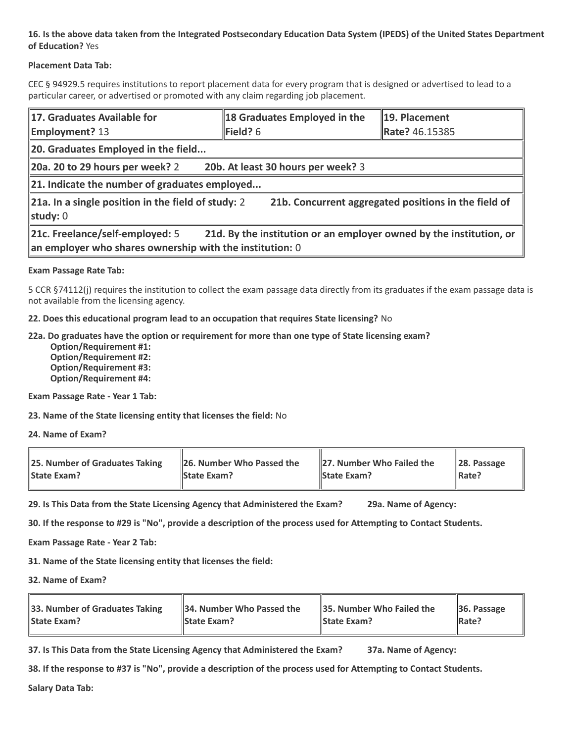**16. Is the above data taken from the Integrated Postsecondary Education Data System (IPEDS) of the United States Department of Education?** Yes

**Placement Data Tab:**

CEC § 94929.5 requires institutions to report placement data for every program that is designed or advertised to lead to a particular career, or advertised or promoted with any claim regarding job placement.

| **17. Graduates Available for Employment?** 13 | **18 Graduates Employed in the Field?** 6 | **19. Placement Rate?** 46.15385 |
|---|---|---|
| **20. Graduates Employed in the field...** | | |
| **20a. 20 to 29 hours per week?** 2 **20b. At least 30 hours per week?** 3 | | |
| **21. Indicate the number of graduates employed...** | | |
| **21a. In a single position in the field of study:** 2 **21b. Concurrent aggregated positions in the field of study:** 0 | | |
| **21c. Freelance/self-employed:** 5 **21d. By the institution or an employer owned by the institution, or an employer who shares ownership with the institution:** 0 | | |

**Exam Passage Rate Tab:**

5 CCR §74112(j) requires the institution to collect the exam passage data directly from its graduates if the exam passage data is not available from the licensing agency.

**22. Does this educational program lead to an occupation that requires State licensing?** No

**22a. Do graduates have the option or requirement for more than one type of State licensing exam?**
- **Option/Requirement #1:**
- **Option/Requirement #2:**
- **Option/Requirement #3:**
- **Option/Requirement #4:**

**Exam Passage Rate - Year 1 Tab:**

**23. Name of the State licensing entity that licenses the field:** No

**24. Name of Exam?**

| **25. Number of Graduates Taking State Exam?** | **26. Number Who Passed the State Exam?** | **27. Number Who Failed the State Exam?** | **28. Passage Rate?** |
|---|---|---|---|

**29. Is This Data from the State Licensing Agency that Administered the Exam?** **29a. Name of Agency:**

**30. If the response to #29 is "No", provide a description of the process used for Attempting to Contact Students.**

**Exam Passage Rate - Year 2 Tab:**

**31. Name of the State licensing entity that licenses the field:**

**32. Name of Exam?**

| **33. Number of Graduates Taking State Exam?** | **34. Number Who Passed the State Exam?** | **35. Number Who Failed the State Exam?** | **36. Passage Rate?** |
|---|---|---|---|

**37. Is This Data from the State Licensing Agency that Administered the Exam?** **37a. Name of Agency:**

**38. If the response to #37 is "No", provide a description of the process used for Attempting to Contact Students.**

**Salary Data Tab:**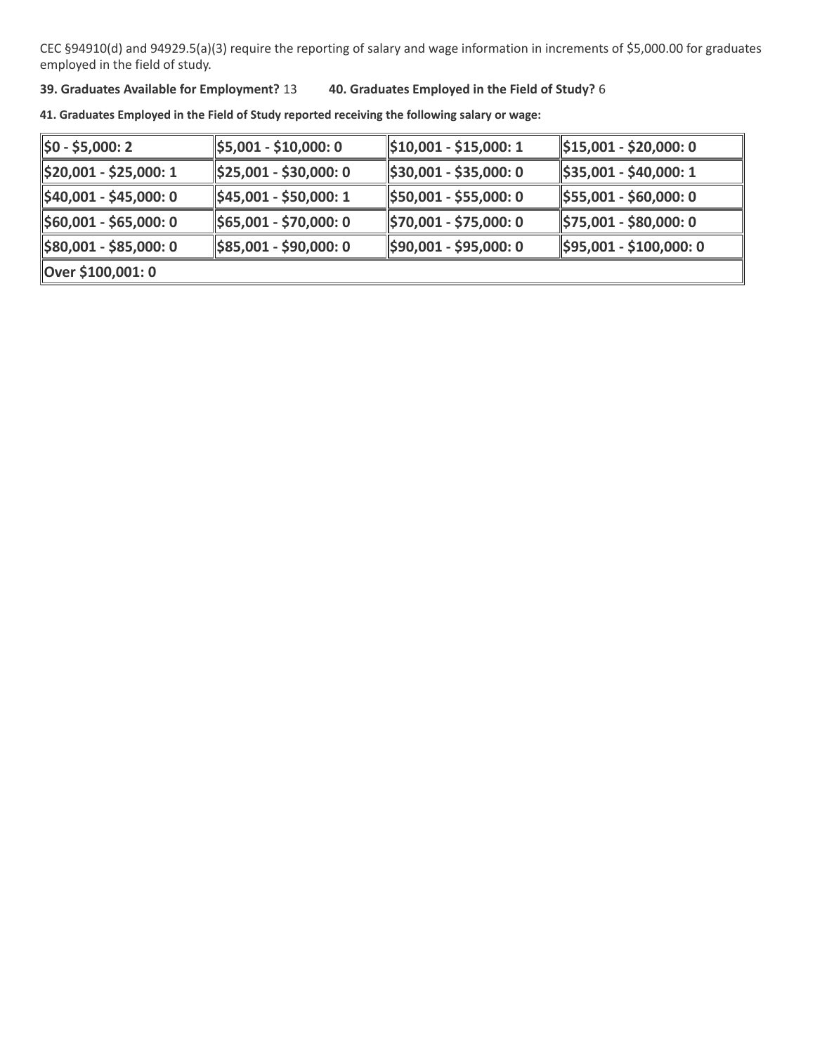CEC §94910(d) and 94929.5(a)(3) require the reporting of salary and wage information in increments of $5,000.00 for graduates employed in the field of study.

**39. Graduates Available for Employment?** 13 **40. Graduates Employed in the Field of Study?** 6

**41. Graduates Employed in the Field of Study reported receiving the following salary or wage:**

| | | | |
|---|---|---|---|
| **$0 - $5,000: 2** | **$5,001 - $10,000: 0** | **$10,001 - $15,000: 1** | **$15,001 - $20,000: 0** |
| **$20,001 - $25,000: 1** | **$25,001 - $30,000: 0** | **$30,001 - $35,000: 0** | **$35,001 - $40,000: 1** |
| **$40,001 - $45,000: 0** | **$45,001 - $50,000: 1** | **$50,001 - $55,000: 0** | **$55,001 - $60,000: 0** |
| **$60,001 - $65,000: 0** | **$65,001 - $70,000: 0** | **$70,001 - $75,000: 0** | **$75,001 - $80,000: 0** |
| **$80,001 - $85,000: 0** | **$85,001 - $90,000: 0** | **$90,001 - $95,000: 0** | **$95,001 - $100,000: 0** |
| **Over $100,001: 0** | | | |